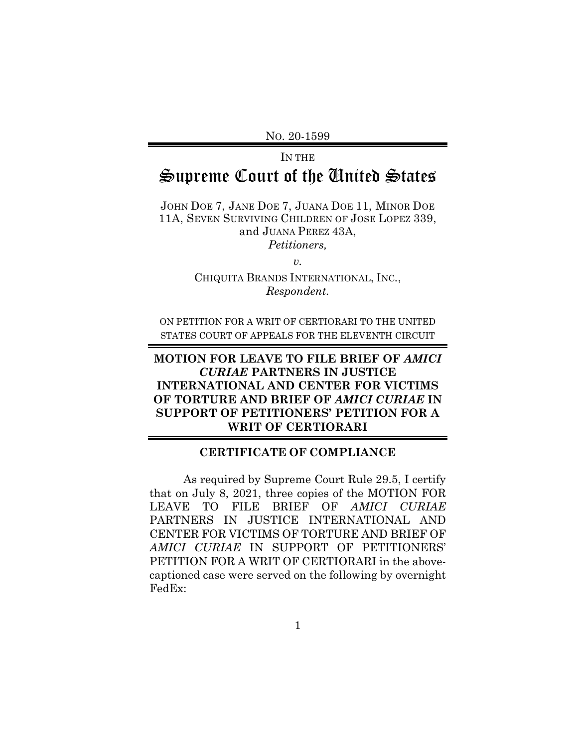No. 20-1599

IN THE

# Supreme Court of the United States

JOHN DOE 7, JANE DOE 7, JUANA DOE 11, MINOR DOE 11A, SEVEN SURVIVING CHILDREN OF JOSE LOPEZ 339, and JUANA PEREZ 43A,

*Petitioners,*

*v.*

CHIQUITA BRANDS INTERNATIONAL, INC.,

*Respondent.*

ON PETITION FOR A WRIT OF CERTIORARI TO THE UNITED STATES COURT OF APPEALS FOR THE ELEVENTH CIRCUIT

**MOTION FOR LEAVE TO FILE BRIEF OF *AMICI CURIAE* PARTNERS IN JUSTICE INTERNATIONAL AND CENTER FOR VICTIMS OF TORTURE AND BRIEF OF *AMICI CURIAE* IN SUPPORT OF PETITIONERS' PETITION FOR A WRIT OF CERTIORARI**

## CERTIFICATE OF COMPLIANCE

As required by Supreme Court Rule 29.5, I certify that on July 8, 2021, three copies of the MOTION FOR LEAVE TO FILE BRIEF OF *AMICI CURIAE* PARTNERS IN JUSTICE INTERNATIONAL AND CENTER FOR VICTIMS OF TORTURE AND BRIEF OF *AMICI CURIAE* IN SUPPORT OF PETITIONERS' PETITION FOR A WRIT OF CERTIORARI in the above-captioned case were served on the following by overnight FedEx: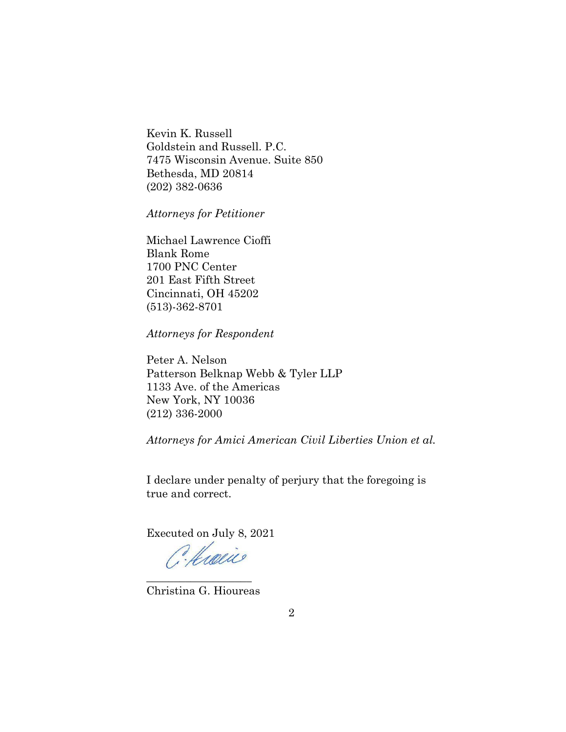Kevin K. Russell
Goldstein and Russell. P.C.
7475 Wisconsin Avenue. Suite 850
Bethesda, MD 20814
(202) 382-0636

*Attorneys for Petitioner*

Michael Lawrence Cioffi
Blank Rome
1700 PNC Center
201 East Fifth Street
Cincinnati, OH 45202
(513)-362-8701

*Attorneys for Respondent*

Peter A. Nelson
Patterson Belknap Webb & Tyler LLP
1133 Ave. of the Americas
New York, NY 10036
(212) 336-2000

*Attorneys for Amici American Civil Liberties Union et al.*

I declare under penalty of perjury that the foregoing is true and correct.

Executed on July 8, 2021

C. Hioureas

___________________

Christina G. Hioureas